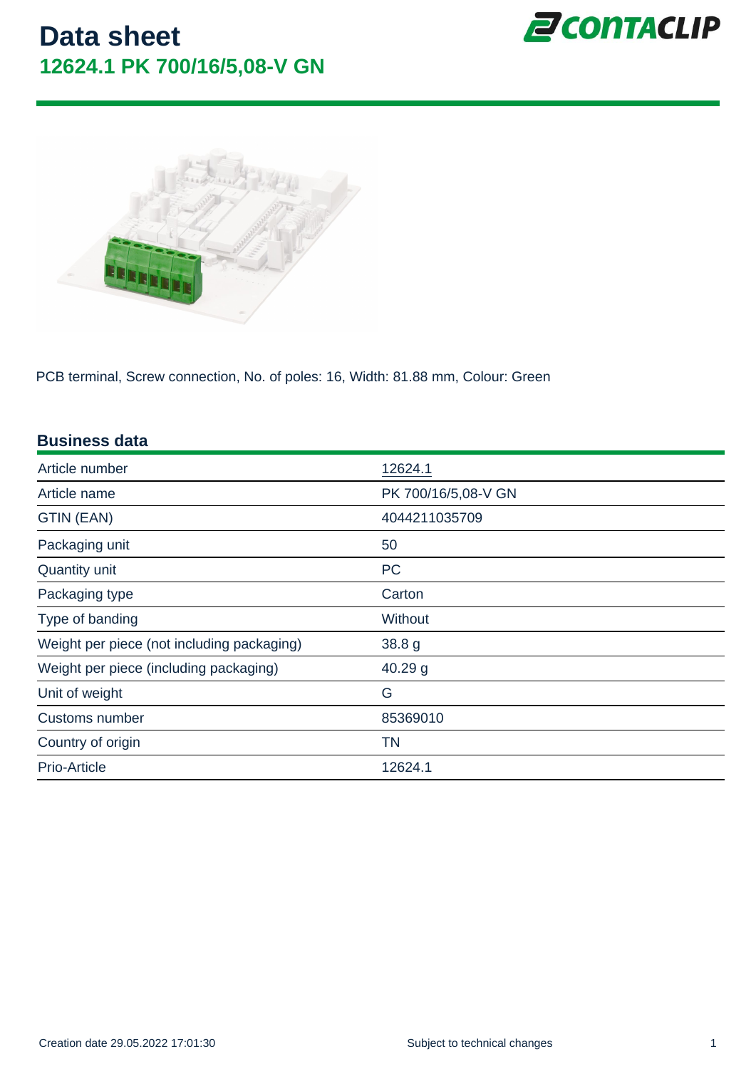# Data sheet

## 12624.1 PK 700/16/5,08-V GN

PCB terminal, Screw connection, No. of poles: 16, Width: 81.88 mm, Colour: Green

### Business data

| | |
|---|---|
| Article number | 12624.1 |
| Article name | PK 700/16/5,08-V GN |
| GTIN (EAN) | 4044211035709 |
| Packaging unit | 50 |
| Quantity unit | PC |
| Packaging type | Carton |
| Type of banding | Without |
| Weight per piece (not including packaging) | 38.8 g |
| Weight per piece (including packaging) | 40.29 g |
| Unit of weight | G |
| Customs number | 85369010 |
| Country of origin | TN |
| Prio-Article | 12624.1 |

Creation date 29.05.2022 17:01:30

Subject to technical changes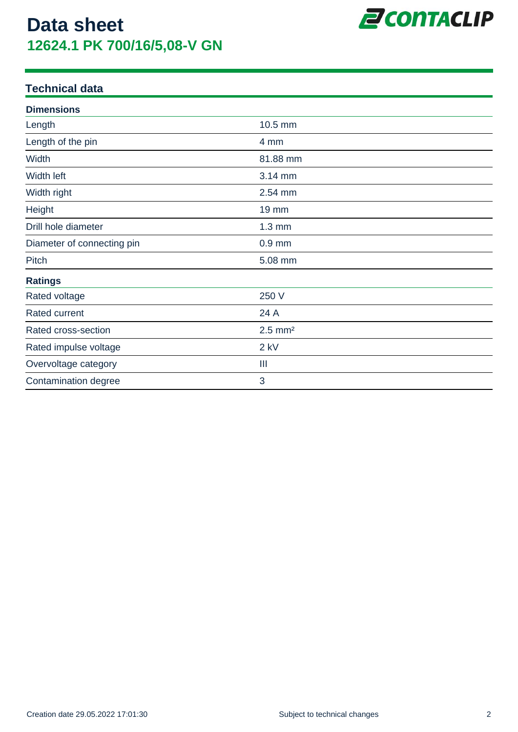# Data sheet

## 12624.1 PK 700/16/5,08-V GN

### Technical data

| Dimensions | |
|---|---|
| Length | 10.5 mm |
| Length of the pin | 4 mm |
| Width | 81.88 mm |
| Width left | 3.14 mm |
| Width right | 2.54 mm |
| Height | 19 mm |
| Drill hole diameter | 1.3 mm |
| Diameter of connecting pin | 0.9 mm |
| Pitch | 5.08 mm |

| Ratings | |
|---|---|
| Rated voltage | 250 V |
| Rated current | 24 A |
| Rated cross-section | 2.5 $mm^2$ |
| Rated impulse voltage | 2 kV |
| Overvoltage category | III |
| Contamination degree | 3 |

Creation date 29.05.2022 17:01:30

Subject to technical changes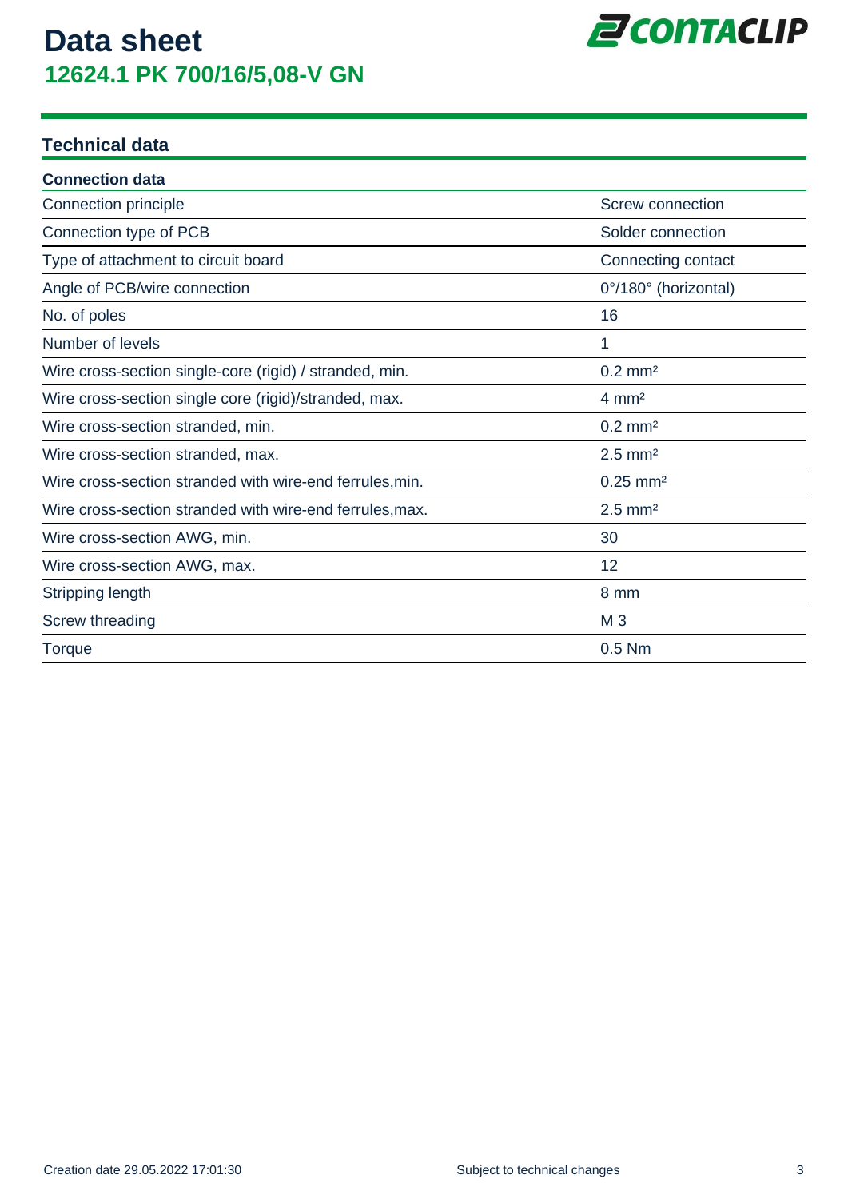# Data sheet

## 12624.1 PK 700/16/5,08-V GN

### Technical data

| Connection data | |
|---|---|
| Connection principle | Screw connection |
| Connection type of PCB | Solder connection |
| Type of attachment to circuit board | Connecting contact |
| Angle of PCB/wire connection | 0°/180° (horizontal) |
| No. of poles | 16 |
| Number of levels | 1 |
| Wire cross-section single-core (rigid) / stranded, min. | 0.2 mm² |
| Wire cross-section single core (rigid)/stranded, max. | 4 mm² |
| Wire cross-section stranded, min. | 0.2 mm² |
| Wire cross-section stranded, max. | 2.5 mm² |
| Wire cross-section stranded with wire-end ferrules,min. | 0.25 mm² |
| Wire cross-section stranded with wire-end ferrules,max. | 2.5 mm² |
| Wire cross-section AWG, min. | 30 |
| Wire cross-section AWG, max. | 12 |
| Stripping length | 8 mm |
| Screw threading | M 3 |
| Torque | 0.5 Nm |

Creation date 29.05.2022 17:01:30

Subject to technical changes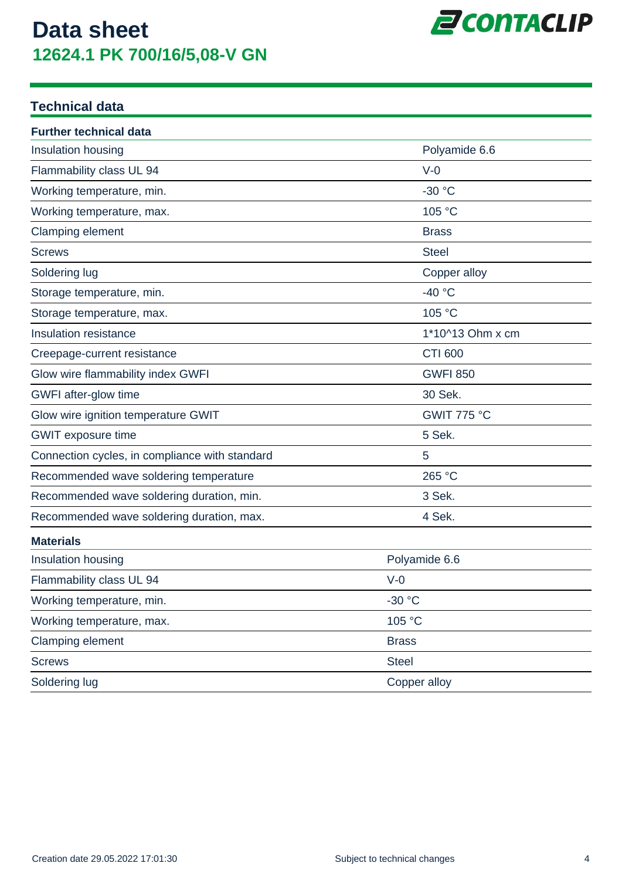# Data sheet

## 12624.1 PK 700/16/5,08-V GN

### Technical data

| Further technical data | |
|---|---|
| Insulation housing | Polyamide 6.6 |
| Flammability class UL 94 | V-0 |
| Working temperature, min. | -30 °C |
| Working temperature, max. | 105 °C |
| Clamping element | Brass |
| Screws | Steel |
| Soldering lug | Copper alloy |
| Storage temperature, min. | -40 °C |
| Storage temperature, max. | 105 °C |
| Insulation resistance | 1*10^13 Ohm x cm |
| Creepage-current resistance | CTI 600 |
| Glow wire flammability index GWFI | GWFI 850 |
| GWFI after-glow time | 30 Sek. |
| Glow wire ignition temperature GWIT | GWIT 775 °C |
| GWIT exposure time | 5 Sek. |
| Connection cycles, in compliance with standard | 5 |
| Recommended wave soldering temperature | 265 °C |
| Recommended wave soldering duration, min. | 3 Sek. |
| Recommended wave soldering duration, max. | 4 Sek. |

| Materials | |
|---|---|
| Insulation housing | Polyamide 6.6 |
| Flammability class UL 94 | V-0 |
| Working temperature, min. | -30 °C |
| Working temperature, max. | 105 °C |
| Clamping element | Brass |
| Screws | Steel |
| Soldering lug | Copper alloy |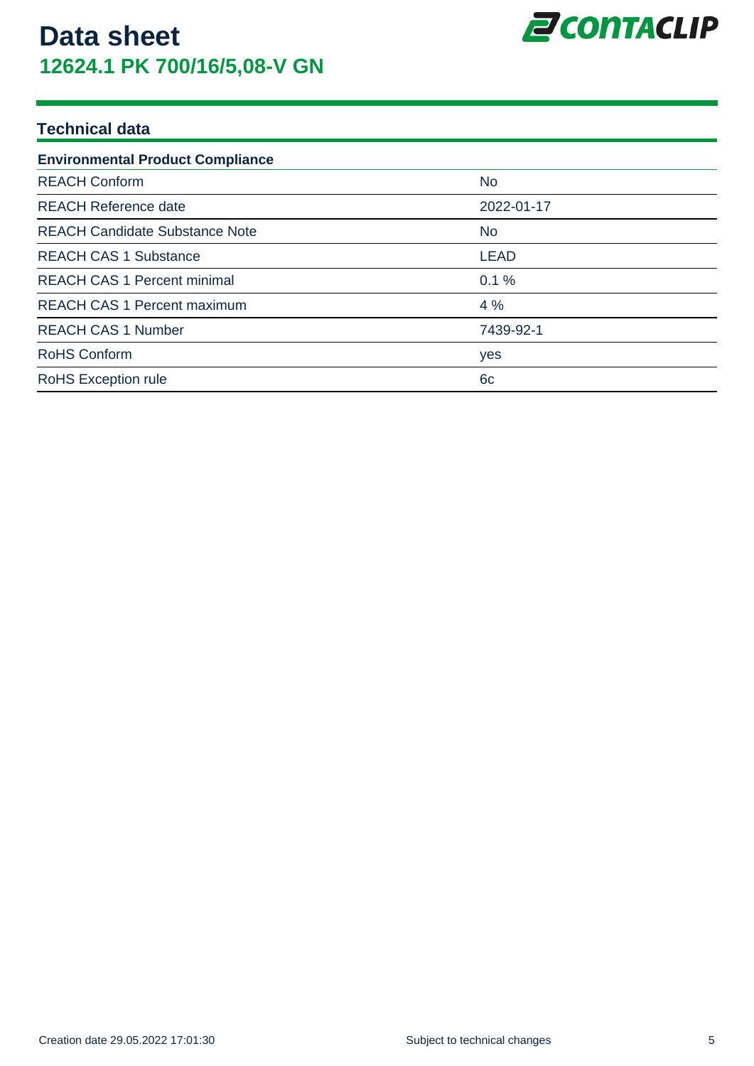# Data sheet

## 12624.1 PK 700/16/5,08-V GN

### Technical data

| Environmental Product Compliance | |
|---|---|
| REACH Conform | No |
| REACH Reference date | 2022-01-17 |
| REACH Candidate Substance Note | No |
| REACH CAS 1 Substance | LEAD |
| REACH CAS 1 Percent minimal | 0.1 % |
| REACH CAS 1 Percent maximum | 4 % |
| REACH CAS 1 Number | 7439-92-1 |
| RoHS Conform | yes |
| RoHS Exception rule | 6c |

Creation date 29.05.2022 17:01:30

Subject to technical changes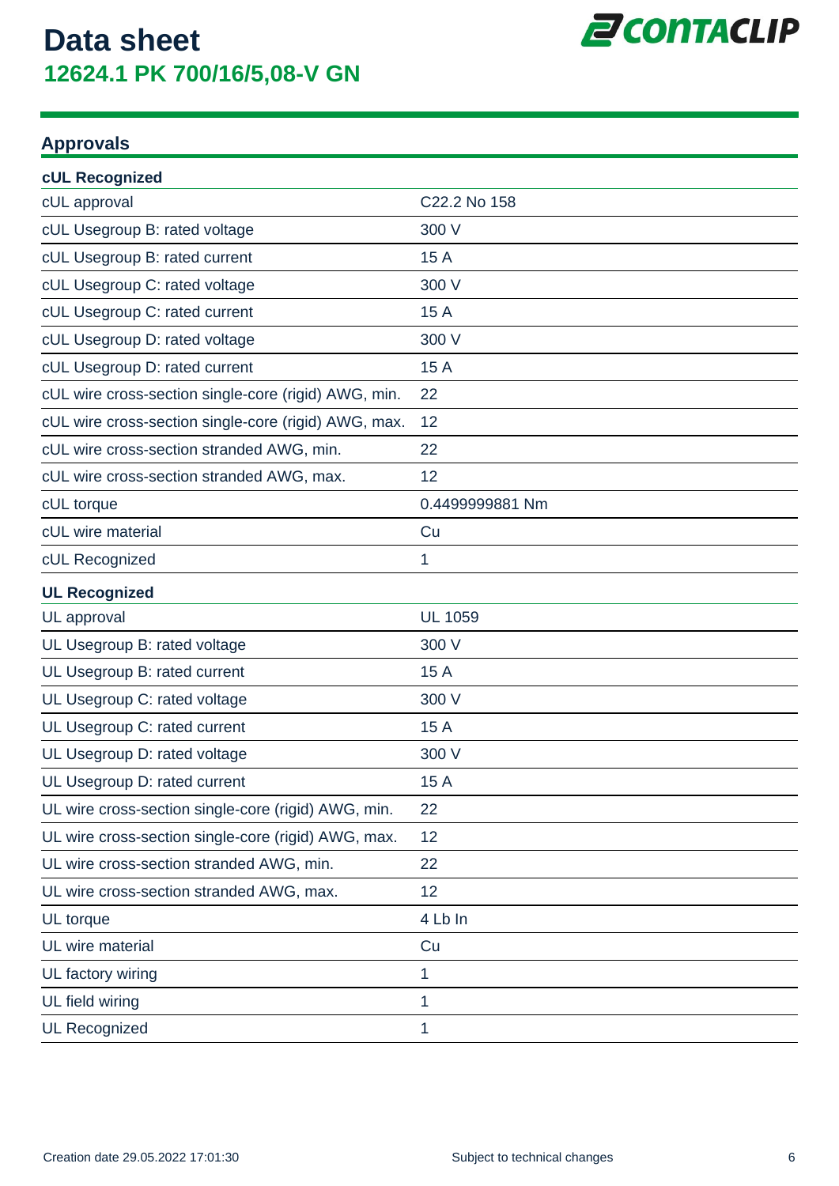# Data sheet

## 12624.1 PK 700/16/5,08-V GN

## Approvals

| cUL Recognized | |
|---|---|
| cUL approval | C22.2 No 158 |
| cUL Usegroup B: rated voltage | 300 V |
| cUL Usegroup B: rated current | 15 A |
| cUL Usegroup C: rated voltage | 300 V |
| cUL Usegroup C: rated current | 15 A |
| cUL Usegroup D: rated voltage | 300 V |
| cUL Usegroup D: rated current | 15 A |
| cUL wire cross-section single-core (rigid) AWG, min. | 22 |
| cUL wire cross-section single-core (rigid) AWG, max. | 12 |
| cUL wire cross-section stranded AWG, min. | 22 |
| cUL wire cross-section stranded AWG, max. | 12 |
| cUL torque | 0.4499999881 Nm |
| cUL wire material | Cu |
| cUL Recognized | 1 |

| UL Recognized | |
|---|---|
| UL approval | UL 1059 |
| UL Usegroup B: rated voltage | 300 V |
| UL Usegroup B: rated current | 15 A |
| UL Usegroup C: rated voltage | 300 V |
| UL Usegroup C: rated current | 15 A |
| UL Usegroup D: rated voltage | 300 V |
| UL Usegroup D: rated current | 15 A |
| UL wire cross-section single-core (rigid) AWG, min. | 22 |
| UL wire cross-section single-core (rigid) AWG, max. | 12 |
| UL wire cross-section stranded AWG, min. | 22 |
| UL wire cross-section stranded AWG, max. | 12 |
| UL torque | 4 Lb In |
| UL wire material | Cu |
| UL factory wiring | 1 |
| UL field wiring | 1 |
| UL Recognized | 1 |

Creation date 29.05.2022 17:01:30

Subject to technical changes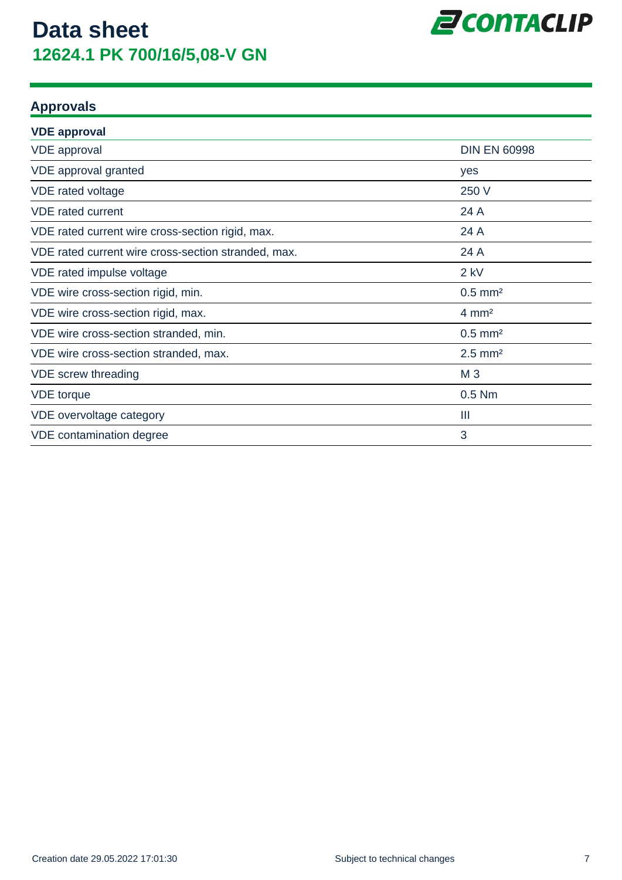# Data sheet

## 12624.1 PK 700/16/5,08-V GN

## Approvals

| VDE approval | |
|---|---|
| VDE approval | DIN EN 60998 |
| VDE approval granted | yes |
| VDE rated voltage | 250 V |
| VDE rated current | 24 A |
| VDE rated current wire cross-section rigid, max. | 24 A |
| VDE rated current wire cross-section stranded, max. | 24 A |
| VDE rated impulse voltage | 2 kV |
| VDE wire cross-section rigid, min. | 0.5 mm² |
| VDE wire cross-section rigid, max. | 4 mm² |
| VDE wire cross-section stranded, min. | 0.5 mm² |
| VDE wire cross-section stranded, max. | 2.5 mm² |
| VDE screw threading | M 3 |
| VDE torque | 0.5 Nm |
| VDE overvoltage category | III |
| VDE contamination degree | 3 |

Creation date 29.05.2022 17:01:30 Subject to technical changes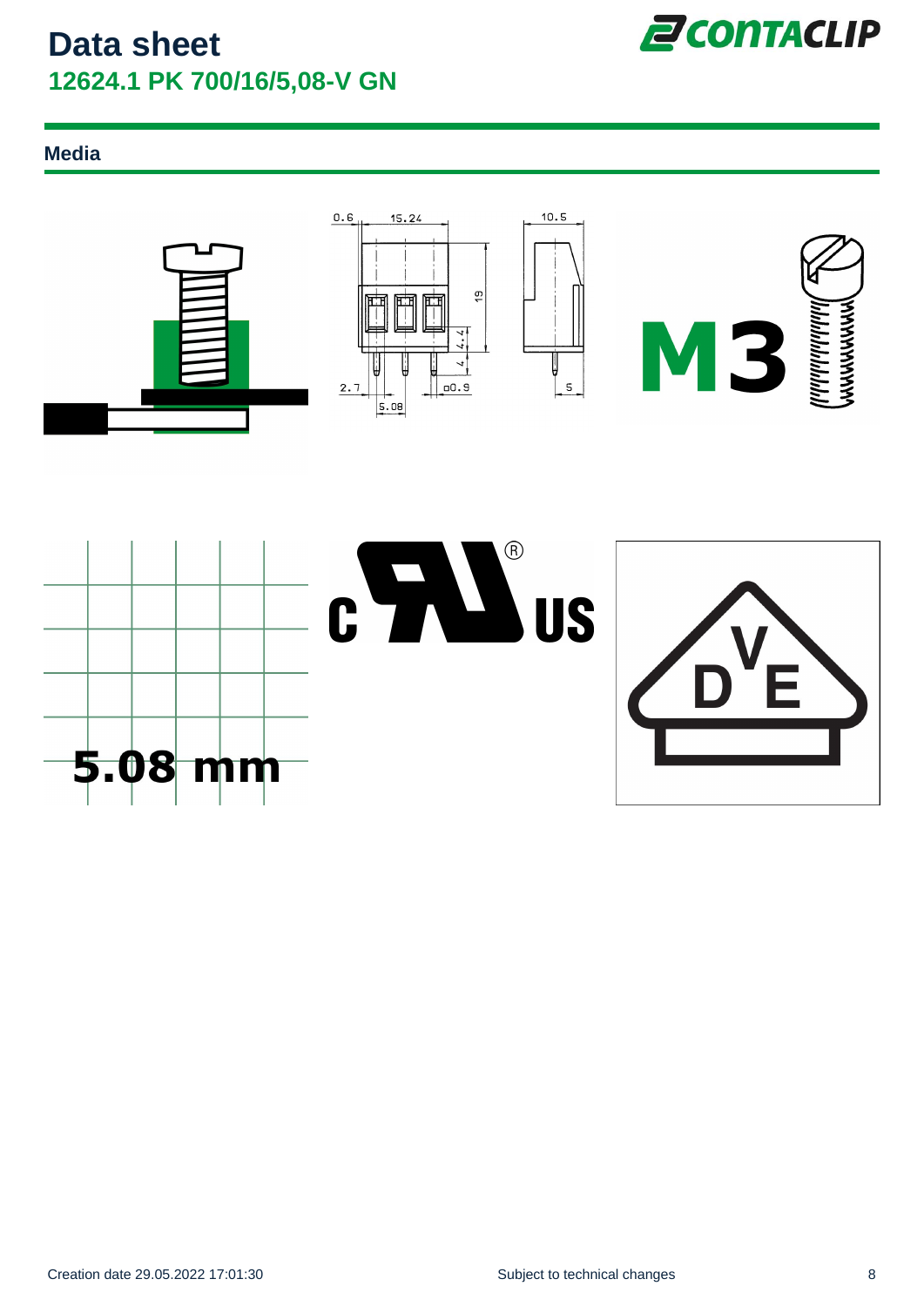# Data sheet

## 12624.1 PK 700/16/5,08-V GN

### Media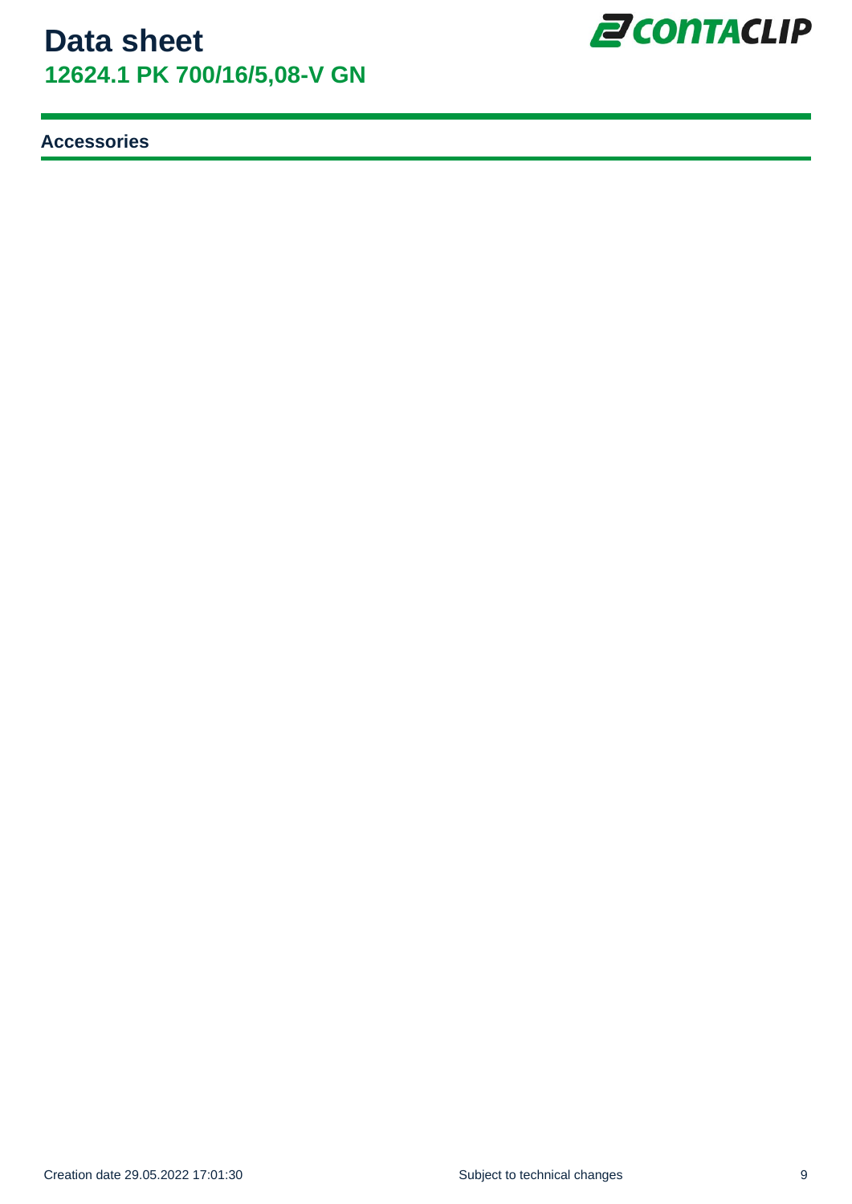## Accessories